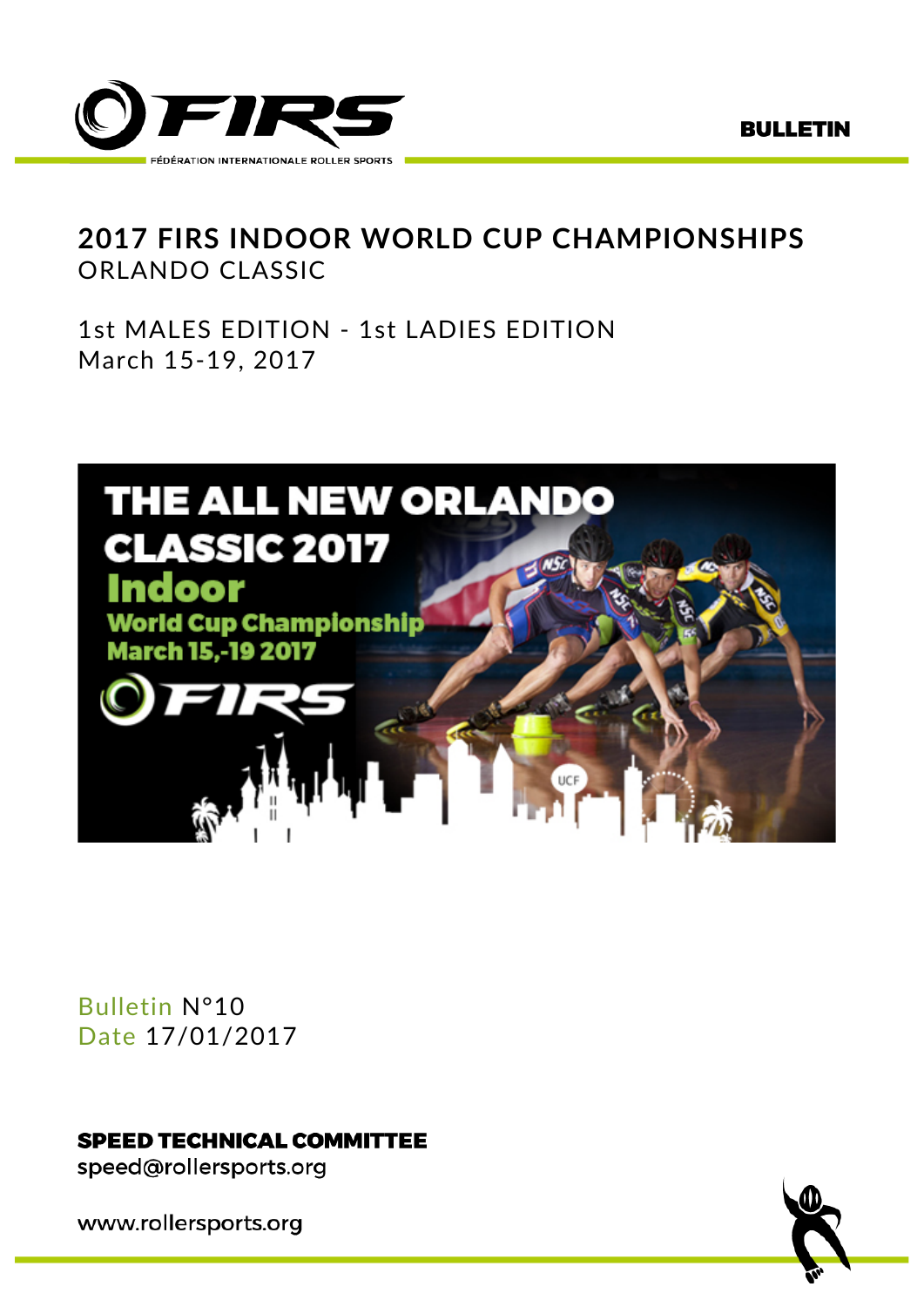FÉDÉRATION INTERNATIONALE ROLLER SPORTS

**BULLETIN**

# 2017 FIRS INDOOR WORLD CUP CHAMPIONSHIPS
## ORLANDO CLASSIC

1st MALES EDITION - 1st LADIES EDITION
March 15-19, 2017

Bulletin N°10
Date 17/01/2017

**SPEED TECHNICAL COMMITTEE**
speed@rollersports.org

www.rollersports.org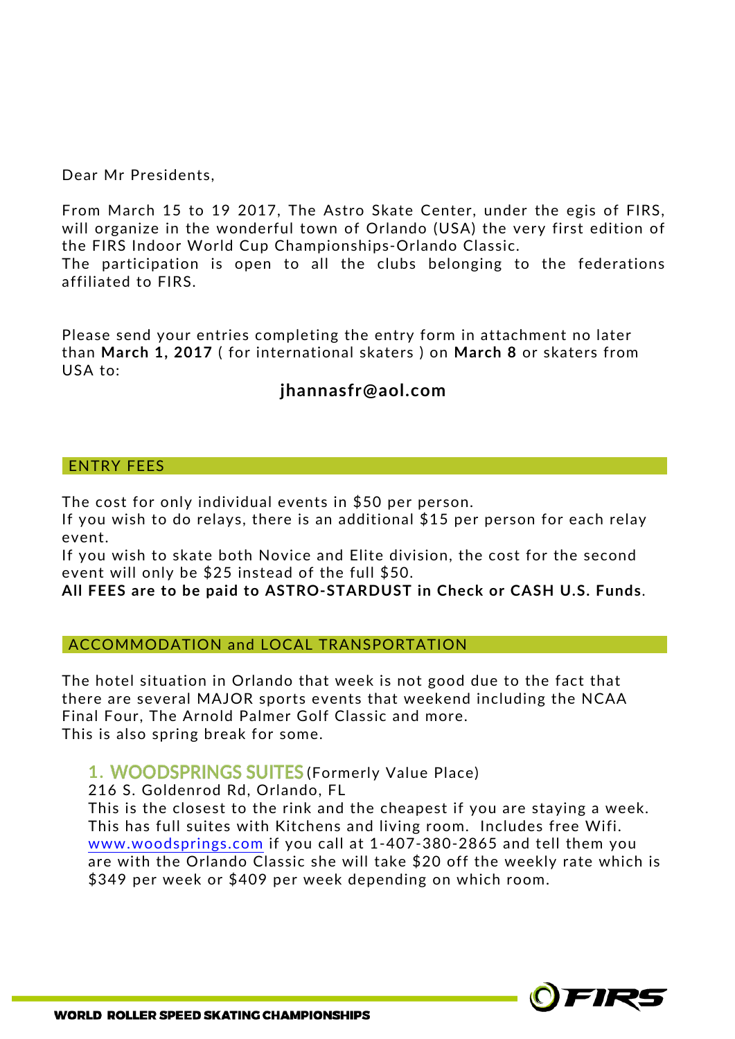Dear Mr Presidents,

From March 15 to 19 2017, The Astro Skate Center, under the egis of FIRS, will organize in the wonderful town of Orlando (USA) the very first edition of the FIRS Indoor World Cup Championships-Orlando Classic.
The participation is open to all the clubs belonging to the federations affiliated to FIRS.

Please send your entries completing the entry form in attachment no later than **March 1, 2017** ( for international skaters ) on **March 8** or skaters from USA to:

**jhannasfr@aol.com**

## ENTRY FEES

The cost for only individual events in $50 per person.
If you wish to do relays, there is an additional $15 per person for each relay event.
If you wish to skate both Novice and Elite division, the cost for the second event will only be $25 instead of the full $50.
**All FEES are to be paid to ASTRO-STARDUST in Check or CASH U.S. Funds**.

## ACCOMMODATION and LOCAL TRANSPORTATION

The hotel situation in Orlando that week is not good due to the fact that there are several MAJOR sports events that weekend including the NCAA Final Four, The Arnold Palmer Golf Classic and more.
This is also spring break for some.

1. **WOODSPRINGS SUITES** (Formerly Value Place)
   216 S. Goldenrod Rd, Orlando, FL
   This is the closest to the rink and the cheapest if you are staying a week. This has full suites with Kitchens and living room. Includes free Wifi. www.woodsprings.com if you call at 1-407-380-2865 and tell them you are with the Orlando Classic she will take $20 off the weekly rate which is $349 per week or $409 per week depending on which room.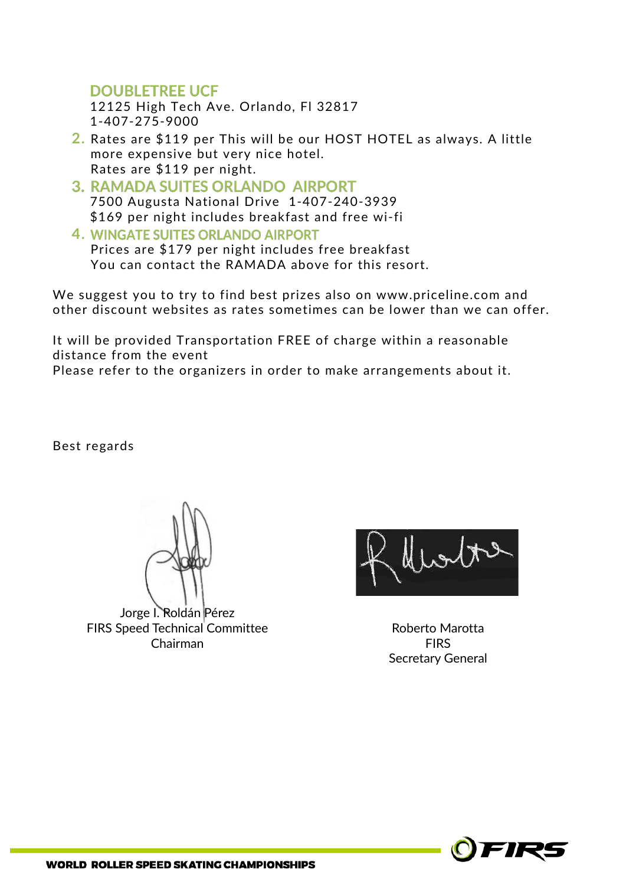DOUBLETREE UCF
12125 High Tech Ave. Orlando, Fl 32817
1-407-275-9000

2. Rates are $119 per This will be our HOST HOTEL as always. A little more expensive but very nice hotel.
   Rates are $119 per night.
3. RAMADA SUITES ORLANDO AIRPORT
   7500 Augusta National Drive 1-407-240-3939
   $169 per night includes breakfast and free wi-fi
4. WINGATE SUITES ORLANDO AIRPORT
   Prices are $179 per night includes free breakfast
   You can contact the RAMADA above for this resort.

We suggest you to try to find best prizes also on www.priceline.com and other discount websites as rates sometimes can be lower than we can offer.

It will be provided Transportation FREE of charge within a reasonable distance from the event
Please refer to the organizers in order to make arrangements about it.

Best regards

Jorge I. Roldán Pérez
FIRS Speed Technical Committee
Chairman

Roberto Marotta
FIRS
Secretary General